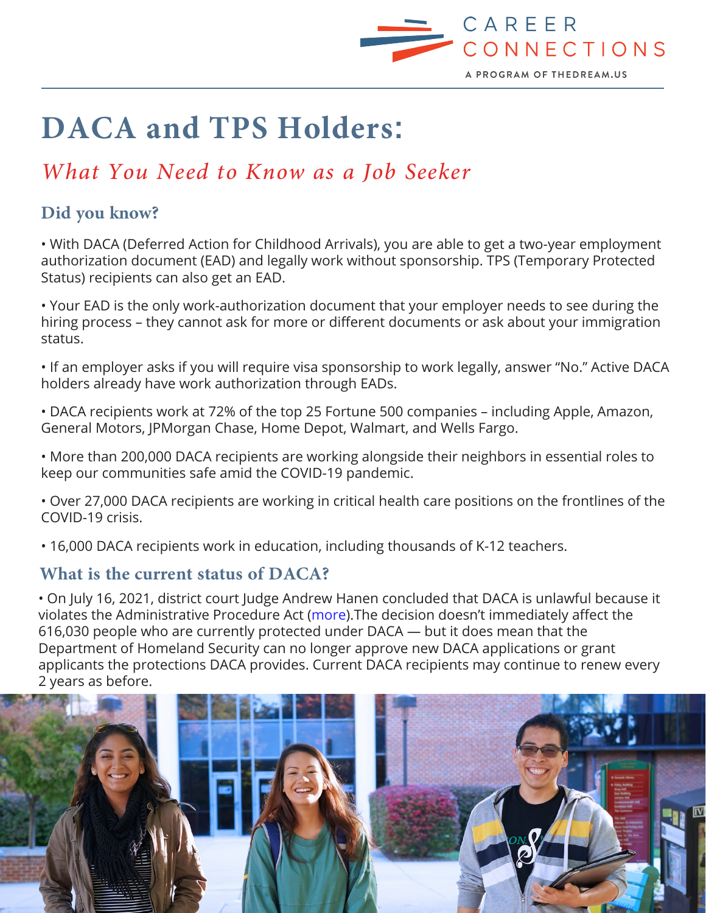CAREER CONNECTIONS

A PROGRAM OF THEDREAM.US

# DACA and TPS Holders:

## *What You Need to Know as a Job Seeker*

### Did you know?

• With DACA (Deferred Action for Childhood Arrivals), you are able to get a two-year employment authorization document (EAD) and legally work without sponsorship. TPS (Temporary Protected Status) recipients can also get an EAD.

• Your EAD is the only work-authorization document that your employer needs to see during the hiring process – they cannot ask for more or different documents or ask about your immigration status.

• If an employer asks if you will require visa sponsorship to work legally, answer "No." Active DACA holders already have work authorization through EADs.

• DACA recipients work at 72% of the top 25 Fortune 500 companies – including Apple, Amazon, General Motors, JPMorgan Chase, Home Depot, Walmart, and Wells Fargo.

• More than 200,000 DACA recipients are working alongside their neighbors in essential roles to keep our communities safe amid the COVID-19 pandemic.

• Over 27,000 DACA recipients are working in critical health care positions on the frontlines of the COVID-19 crisis.

• 16,000 DACA recipients work in education, including thousands of K-12 teachers.

### What is the current status of DACA?

• On July 16, 2021, district court Judge Andrew Hanen concluded that DACA is unlawful because it violates the Administrative Procedure Act (more).The decision doesn't immediately affect the 616,030 people who are currently protected under DACA — but it does mean that the Department of Homeland Security can no longer approve new DACA applications or grant applicants the protections DACA provides. Current DACA recipients may continue to renew every 2 years as before.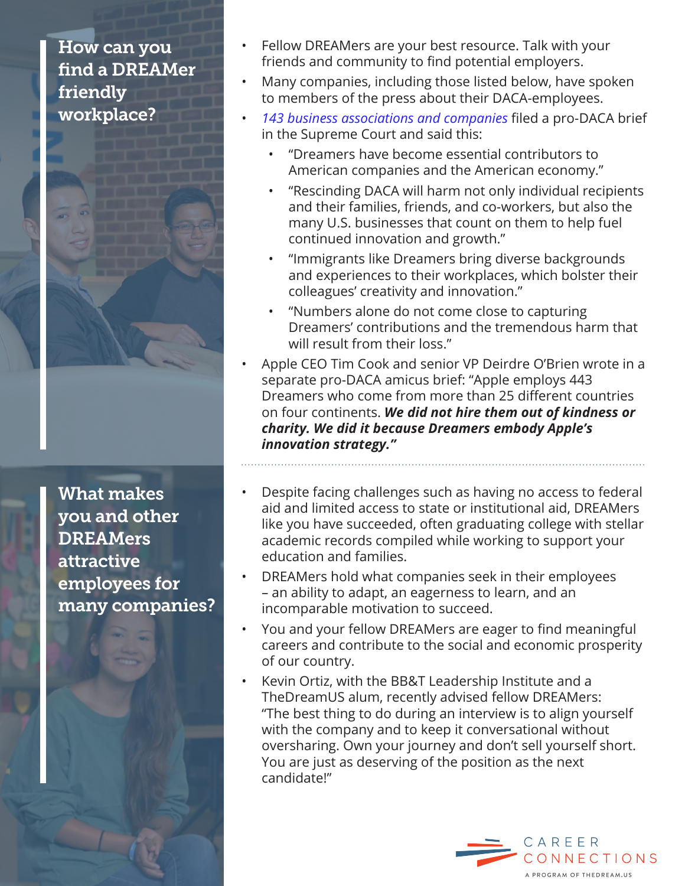## How can you find a DREAMer friendly workplace?

- Fellow DREAMers are your best resource. Talk with your friends and community to find potential employers.
- Many companies, including those listed below, have spoken to members of the press about their DACA-employees.
- *143 business associations and companies* filed a pro-DACA brief in the Supreme Court and said this:
  - "Dreamers have become essential contributors to American companies and the American economy."
  - "Rescinding DACA will harm not only individual recipients and their families, friends, and co-workers, but also the many U.S. businesses that count on them to help fuel continued innovation and growth."
  - "Immigrants like Dreamers bring diverse backgrounds and experiences to their workplaces, which bolster their colleagues' creativity and innovation."
  - "Numbers alone do not come close to capturing Dreamers' contributions and the tremendous harm that will result from their loss."
- Apple CEO Tim Cook and senior VP Deirdre O'Brien wrote in a separate pro-DACA amicus brief: "Apple employs 443 Dreamers who come from more than 25 different countries on four continents. ***We did not hire them out of kindness or charity. We did it because Dreamers embody Apple's innovation strategy."***

## What makes you and other DREAMers attractive employees for many companies?

- Despite facing challenges such as having no access to federal aid and limited access to state or institutional aid, DREAMers like you have succeeded, often graduating college with stellar academic records compiled while working to support your education and families.
- DREAMers hold what companies seek in their employees – an ability to adapt, an eagerness to learn, and an incomparable motivation to succeed.
- You and your fellow DREAMers are eager to find meaningful careers and contribute to the social and economic prosperity of our country.
- Kevin Ortiz, with the BB&T Leadership Institute and a TheDreamUS alum, recently advised fellow DREAMers: "The best thing to do during an interview is to align yourself with the company and to keep it conversational without oversharing. Own your journey and don't sell yourself short. You are just as deserving of the position as the next candidate!"

CAREER CONNECTIONS
A PROGRAM OF THEDREAM.US